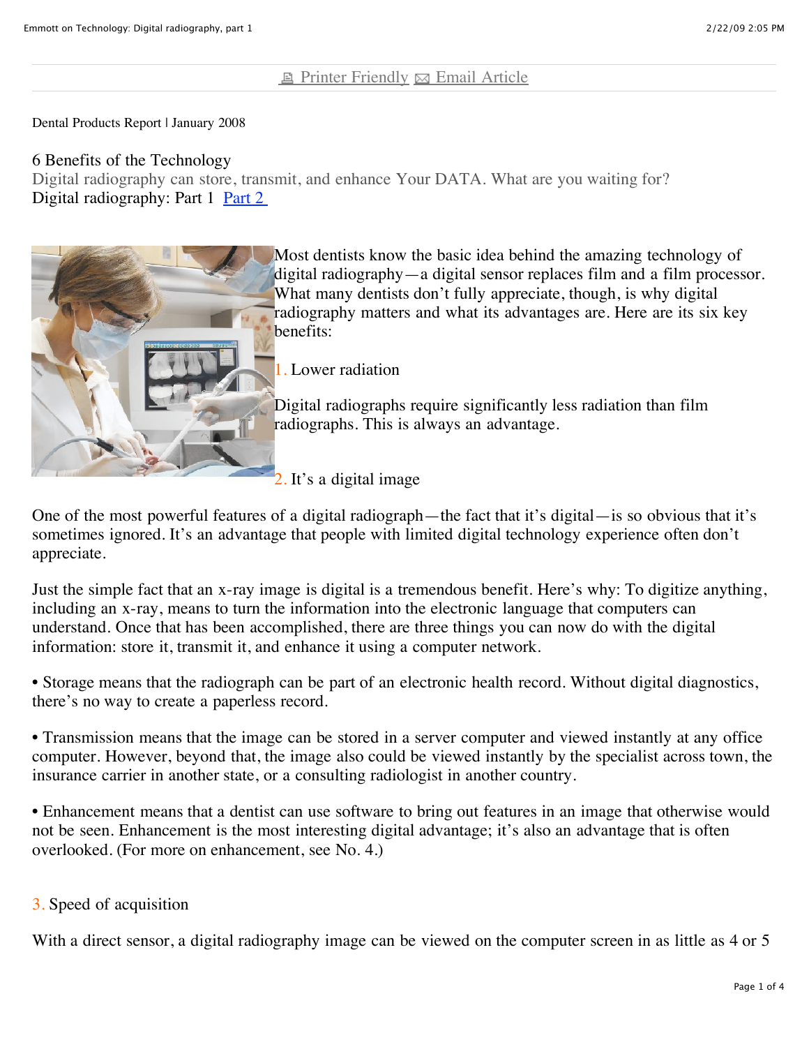Printer Friendly   Email Article

Dental Products Report | January 2008

# 6 Benefits of the Technology

Digital radiography can store, transmit, and enhance Your DATA. What are you waiting for?

Digital radiography: Part 1 [Part 2]

Most dentists know the basic idea behind the amazing technology of digital radiography—a digital sensor replaces film and a film processor. What many dentists don't fully appreciate, though, is why digital radiography matters and what its advantages are. Here are its six key benefits:

## 1. Lower radiation

Digital radiographs require significantly less radiation than film radiographs. This is always an advantage.

## 2. It's a digital image

One of the most powerful features of a digital radiograph—the fact that it's digital—is so obvious that it's sometimes ignored. It's an advantage that people with limited digital technology experience often don't appreciate.

Just the simple fact that an x-ray image is digital is a tremendous benefit. Here's why: To digitize anything, including an x-ray, means to turn the information into the electronic language that computers can understand. Once that has been accomplished, there are three things you can now do with the digital information: store it, transmit it, and enhance it using a computer network.

• Storage means that the radiograph can be part of an electronic health record. Without digital diagnostics, there's no way to create a paperless record.

• Transmission means that the image can be stored in a server computer and viewed instantly at any office computer. However, beyond that, the image also could be viewed instantly by the specialist across town, the insurance carrier in another state, or a consulting radiologist in another country.

• Enhancement means that a dentist can use software to bring out features in an image that otherwise would not be seen. Enhancement is the most interesting digital advantage; it's also an advantage that is often overlooked. (For more on enhancement, see No. 4.)

## 3. Speed of acquisition

With a direct sensor, a digital radiography image can be viewed on the computer screen in as little as 4 or 5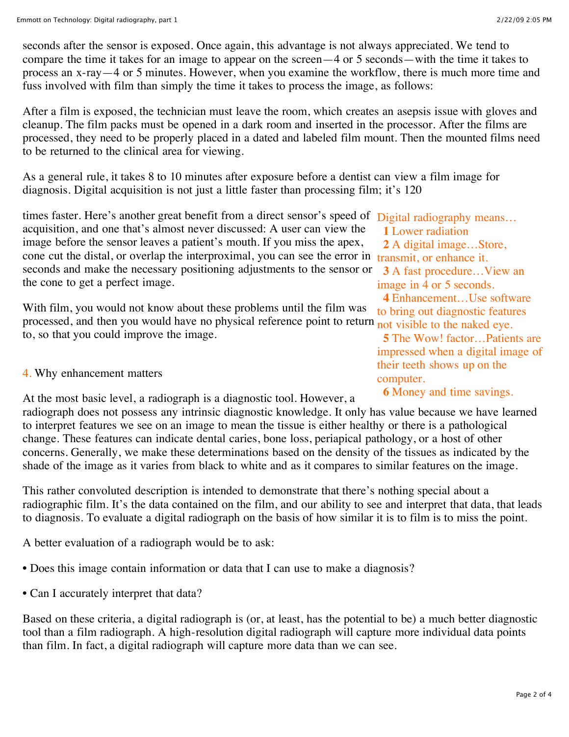seconds after the sensor is exposed. Once again, this advantage is not always appreciated. We tend to compare the time it takes for an image to appear on the screen—4 or 5 seconds—with the time it takes to process an x-ray—4 or 5 minutes. However, when you examine the workflow, there is much more time and fuss involved with film than simply the time it takes to process the image, as follows:

After a film is exposed, the technician must leave the room, which creates an asepsis issue with gloves and cleanup. The film packs must be opened in a dark room and inserted in the processor. After the films are processed, they need to be properly placed in a dated and labeled film mount. Then the mounted films need to be returned to the clinical area for viewing.

As a general rule, it takes 8 to 10 minutes after exposure before a dentist can view a film image for diagnosis. Digital acquisition is not just a little faster than processing film; it's 120 times faster. Here's another great benefit from a direct sensor's speed of acquisition, and one that's almost never discussed: A user can view the image before the sensor leaves a patient's mouth. If you miss the apex, cone cut the distal, or overlap the interproximal, you can see the error in seconds and make the necessary positioning adjustments to the sensor or the cone to get a perfect image.

With film, you would not know about these problems until the film was processed, and then you would have no physical reference point to return to, so that you could improve the image.

Digital radiography means…

**1** Lower radiation
**2** A digital image…Store, transmit, or enhance it.
**3** A fast procedure…View an image in 4 or 5 seconds.
**4** Enhancement…Use software to bring out diagnostic features not visible to the naked eye.
**5** The Wow! factor…Patients are impressed when a digital image of their teeth shows up on the computer.
**6** Money and time savings.

### 4. Why enhancement matters

At the most basic level, a radiograph is a diagnostic tool. However, a radiograph does not possess any intrinsic diagnostic knowledge. It only has value because we have learned to interpret features we see on an image to mean the tissue is either healthy or there is a pathological change. These features can indicate dental caries, bone loss, periapical pathology, or a host of other concerns. Generally, we make these determinations based on the density of the tissues as indicated by the shade of the image as it varies from black to white and as it compares to similar features on the image.

This rather convoluted description is intended to demonstrate that there's nothing special about a radiographic film. It's the data contained on the film, and our ability to see and interpret that data, that leads to diagnosis. To evaluate a digital radiograph on the basis of how similar it is to film is to miss the point.

A better evaluation of a radiograph would be to ask:

- Does this image contain information or data that I can use to make a diagnosis?
- Can I accurately interpret that data?

Based on these criteria, a digital radiograph is (or, at least, has the potential to be) a much better diagnostic tool than a film radiograph. A high-resolution digital radiograph will capture more individual data points than film. In fact, a digital radiograph will capture more data than we can see.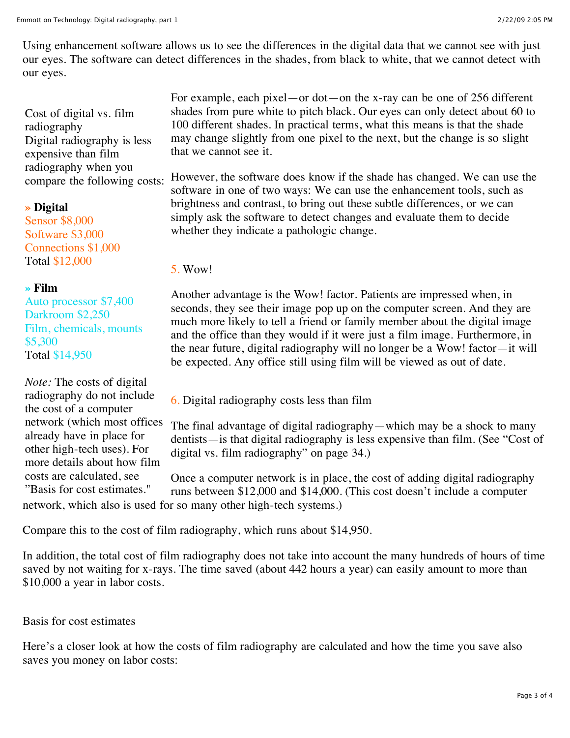Using enhancement software allows us to see the differences in the digital data that we cannot see with just our eyes. The software can detect differences in the shades, from black to white, that we cannot detect with our eyes.

For example, each pixel—or dot—on the x-ray can be one of 256 different shades from pure white to pitch black. Our eyes can only detect about 60 to 100 different shades. In practical terms, what this means is that the shade may change slightly from one pixel to the next, but the change is so slight that we cannot see it.

However, the software does know if the shade has changed. We can use the software in one of two ways: We can use the enhancement tools, such as brightness and contrast, to bring out these subtle differences, or we can simply ask the software to detect changes and evaluate them to decide whether they indicate a pathologic change.

5. Wow!

Another advantage is the Wow! factor. Patients are impressed when, in seconds, they see their image pop up on the computer screen. And they are much more likely to tell a friend or family member about the digital image and the office than they would if it were just a film image. Furthermore, in the near future, digital radiography will no longer be a Wow! factor—it will be expected. Any office still using film will be viewed as out of date.

6. Digital radiography costs less than film

The final advantage of digital radiography—which may be a shock to many dentists—is that digital radiography is less expensive than film. (See "Cost of digital vs. film radiography" on page 34.)

Once a computer network is in place, the cost of adding digital radiography runs between $12,000 and $14,000. (This cost doesn't include a computer network, which also is used for so many other high-tech systems.)

Compare this to the cost of film radiography, which runs about $14,950.

In addition, the total cost of film radiography does not take into account the many hundreds of hours of time saved by not waiting for x-rays. The time saved (about 442 hours a year) can easily amount to more than $10,000 a year in labor costs.

Cost of digital vs. film radiography

Digital radiography is less expensive than film radiography when you compare the following costs:

» **Digital**

Sensor $8,000
Software $3,000
Connections $1,000
Total $12,000

» **Film**

Auto processor $7,400
Darkroom $2,250
Film, chemicals, mounts $5,300
Total $14,950

*Note:* The costs of digital radiography do not include the cost of a computer network (which most offices already have in place for other high-tech uses). For more details about how film costs are calculated, see "Basis for cost estimates."

Basis for cost estimates

Here's a closer look at how the costs of film radiography are calculated and how the time you save also saves you money on labor costs: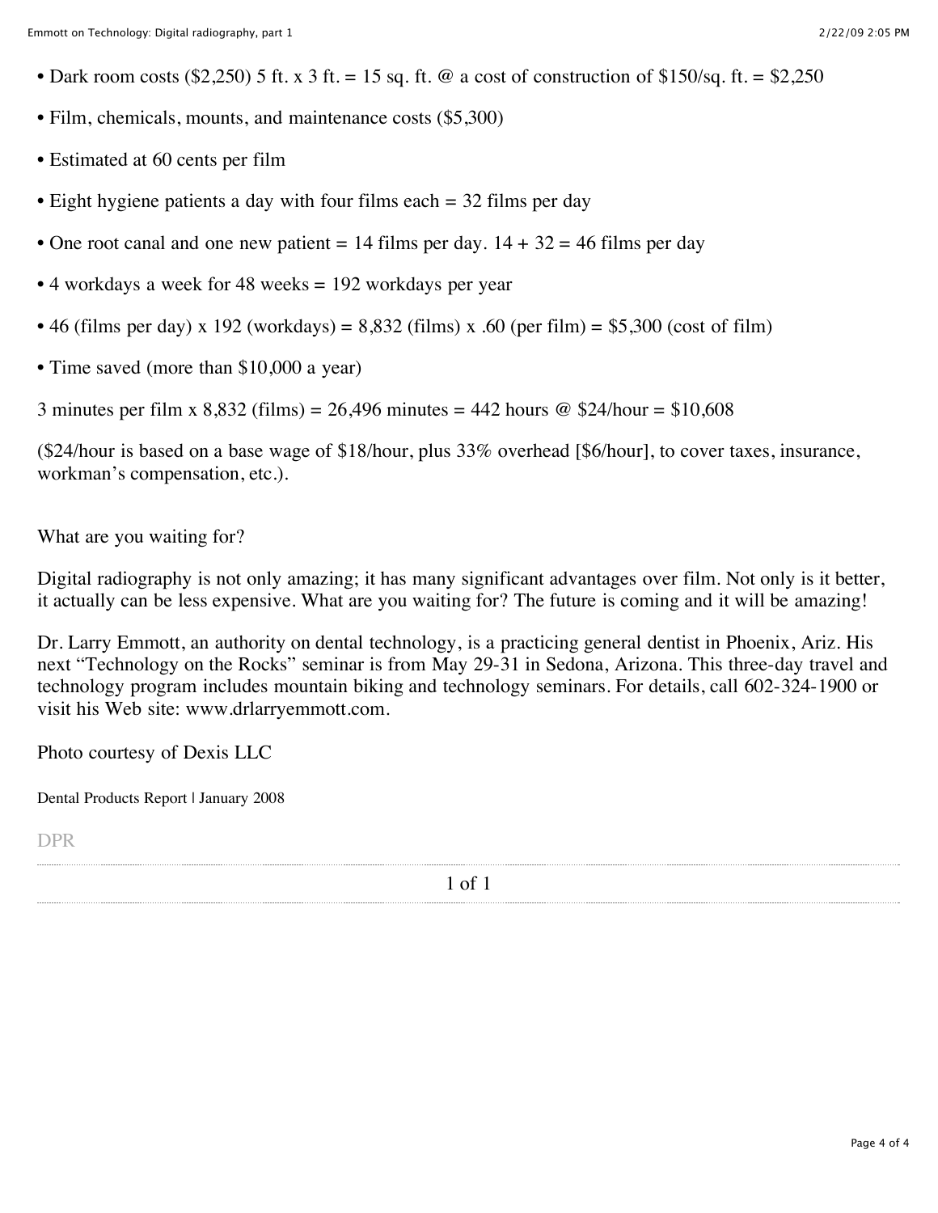- Dark room costs ($2,250) 5 ft. x 3 ft. = 15 sq. ft. @ a cost of construction of $150/sq. ft. = $2,250
- Film, chemicals, mounts, and maintenance costs ($5,300)
- Estimated at 60 cents per film
- Eight hygiene patients a day with four films each = 32 films per day
- One root canal and one new patient = 14 films per day. 14 + 32 = 46 films per day
- 4 workdays a week for 48 weeks = 192 workdays per year
- 46 (films per day) x 192 (workdays) = 8,832 (films) x .60 (per film) = $5,300 (cost of film)
- Time saved (more than $10,000 a year)

3 minutes per film x 8,832 (films) = 26,496 minutes = 442 hours @ $24/hour = $10,608

($24/hour is based on a base wage of $18/hour, plus 33% overhead [$6/hour], to cover taxes, insurance, workman's compensation, etc.).

What are you waiting for?

Digital radiography is not only amazing; it has many significant advantages over film. Not only is it better, it actually can be less expensive. What are you waiting for? The future is coming and it will be amazing!

Dr. Larry Emmott, an authority on dental technology, is a practicing general dentist in Phoenix, Ariz. His next "Technology on the Rocks" seminar is from May 29-31 in Sedona, Arizona. This three-day travel and technology program includes mountain biking and technology seminars. For details, call 602-324-1900 or visit his Web site: www.drlarryemmott.com.

Photo courtesy of Dexis LLC

Dental Products Report | January 2008

DPR